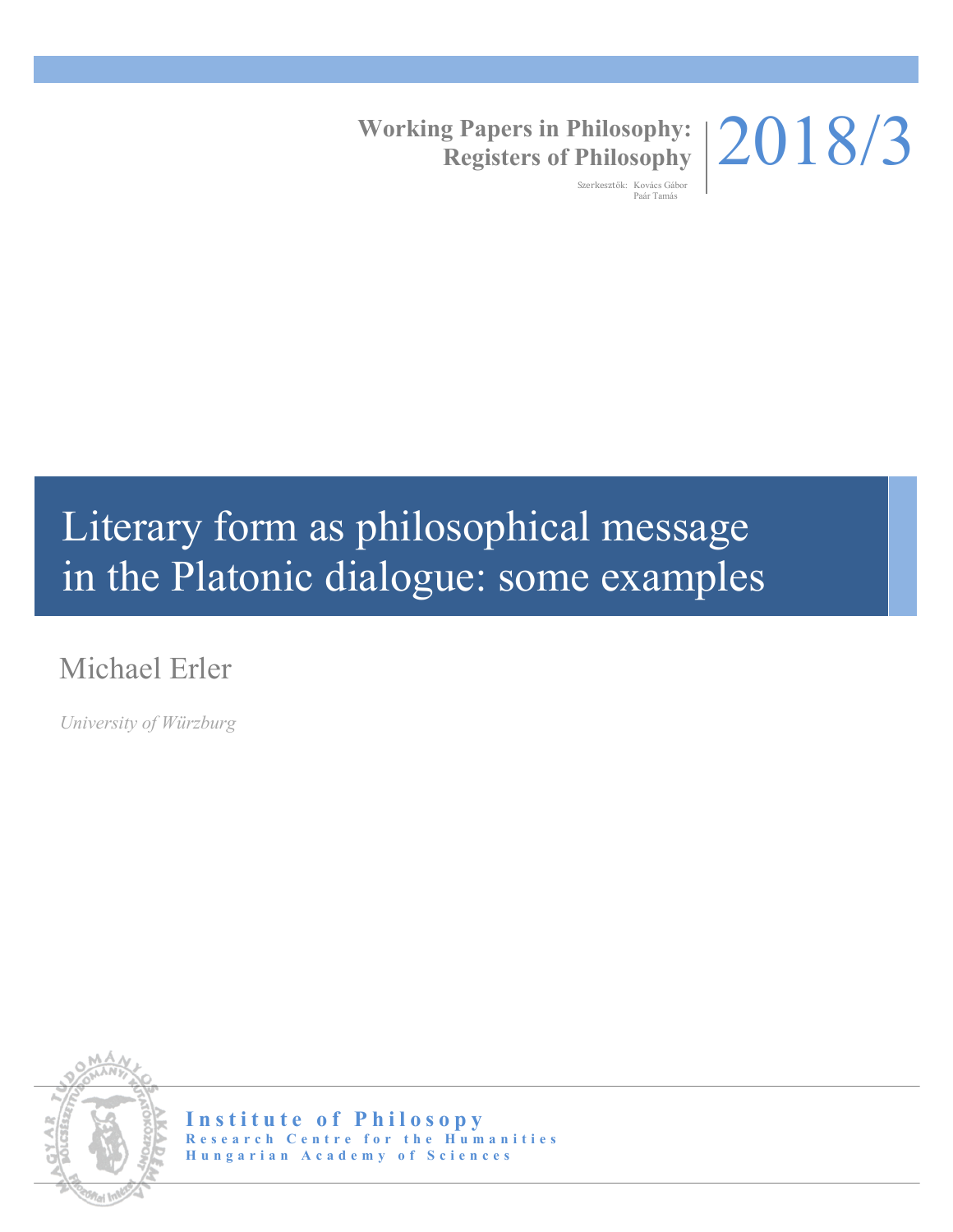**Working Papers in Philosophy: Registers of Philosophy**

Szerkesztők: Kovács Gábor, Paár Tamás

2018/3

# Literary form as philosophical message in the Platonic dialogue: some examples

Michael Erler

*University of Würzburg*

**Institute of Philosopy**
**Research Centre for the Humanities**
**Hungarian Academy of Sciences**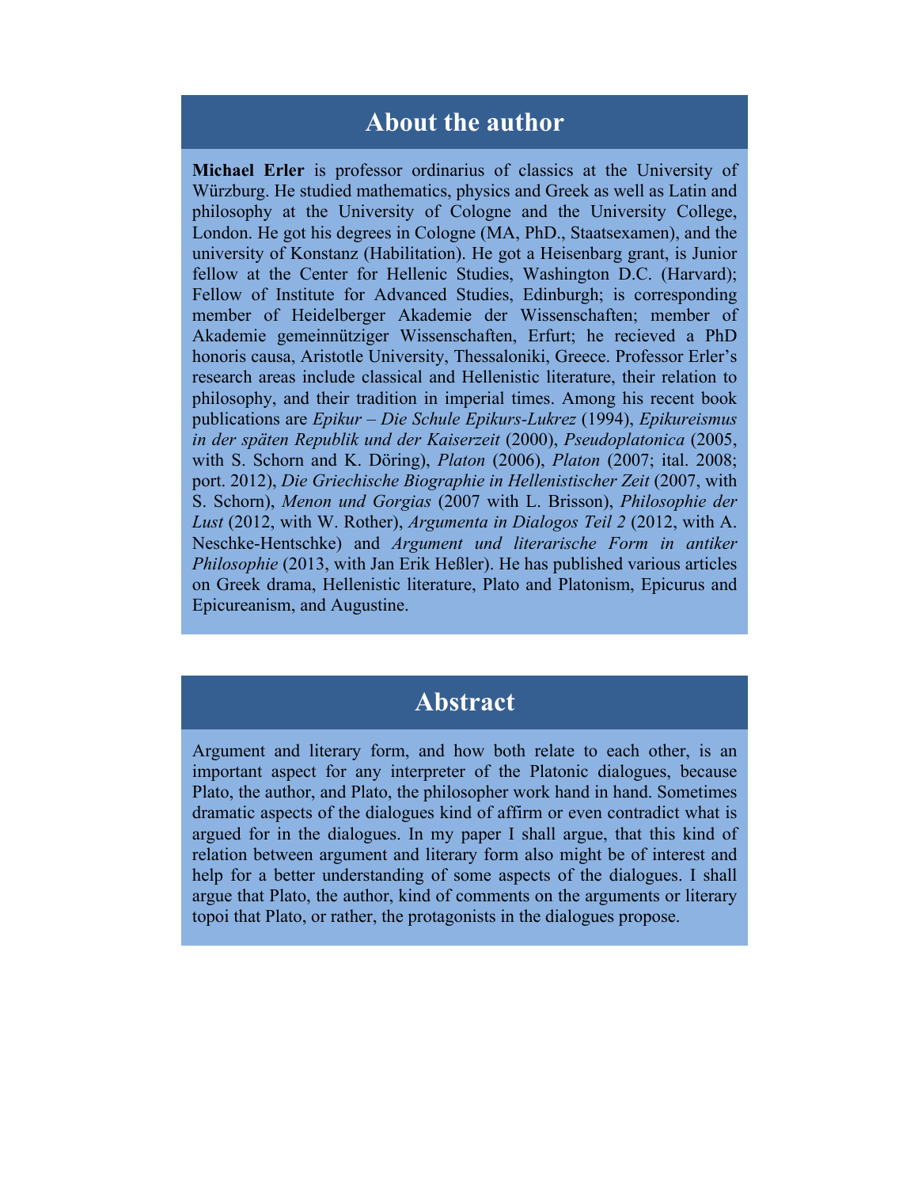## About the author

**Michael Erler** is professor ordinarius of classics at the University of Würzburg. He studied mathematics, physics and Greek as well as Latin and philosophy at the University of Cologne and the University College, London. He got his degrees in Cologne (MA, PhD., Staatsexamen), and the university of Konstanz (Habilitation). He got a Heisenbarg grant, is Junior fellow at the Center for Hellenic Studies, Washington D.C. (Harvard); Fellow of Institute for Advanced Studies, Edinburgh; is corresponding member of Heidelberger Akademie der Wissenschaften; member of Akademie gemeinnütziger Wissenschaften, Erfurt; he recieved a PhD honoris causa, Aristotle University, Thessaloniki, Greece. Professor Erler's research areas include classical and Hellenistic literature, their relation to philosophy, and their tradition in imperial times. Among his recent book publications are *Epikur – Die Schule Epikurs-Lukrez* (1994), *Epikureismus in der späten Republik und der Kaiserzeit* (2000), *Pseudoplatonica* (2005, with S. Schorn and K. Döring), *Platon* (2006), *Platon* (2007; ital. 2008; port. 2012), *Die Griechische Biographie in Hellenistischer Zeit* (2007, with S. Schorn), *Menon und Gorgias* (2007 with L. Brisson), *Philosophie der Lust* (2012, with W. Rother), *Argumenta in Dialogos Teil 2* (2012, with A. Neschke-Hentschke) and *Argument und literarische Form in antiker Philosophie* (2013, with Jan Erik Heßler). He has published various articles on Greek drama, Hellenistic literature, Plato and Platonism, Epicurus and Epicureanism, and Augustine.

## Abstract

Argument and literary form, and how both relate to each other, is an important aspect for any interpreter of the Platonic dialogues, because Plato, the author, and Plato, the philosopher work hand in hand. Sometimes dramatic aspects of the dialogues kind of affirm or even contradict what is argued for in the dialogues. In my paper I shall argue, that this kind of relation between argument and literary form also might be of interest and help for a better understanding of some aspects of the dialogues. I shall argue that Plato, the author, kind of comments on the arguments or literary topoi that Plato, or rather, the protagonists in the dialogues propose.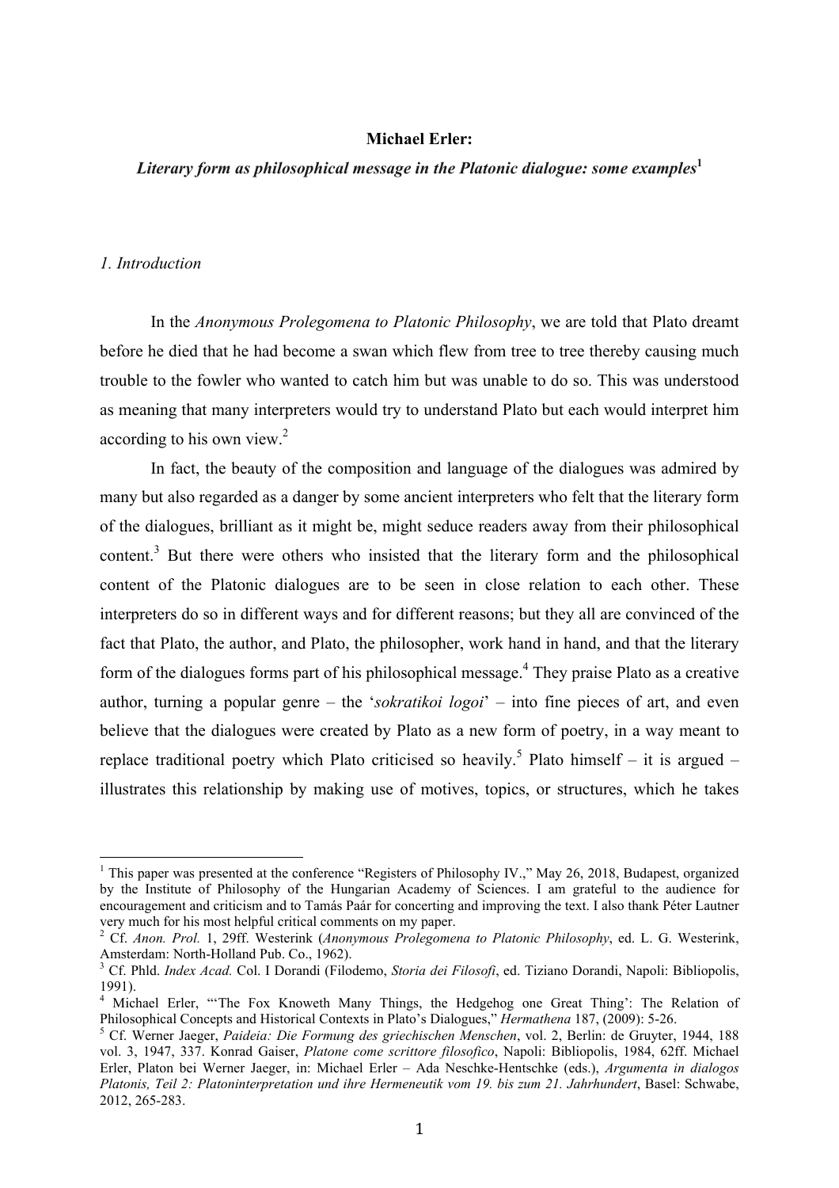**Michael Erler:**

***Literary form as philosophical message in the Platonic dialogue: some examples*[1]**

*1. Introduction*

In the *Anonymous Prolegomena to Platonic Philosophy*, we are told that Plato dreamt before he died that he had become a swan which flew from tree to tree thereby causing much trouble to the fowler who wanted to catch him but was unable to do so. This was understood as meaning that many interpreters would try to understand Plato but each would interpret him according to his own view.[2]

In fact, the beauty of the composition and language of the dialogues was admired by many but also regarded as a danger by some ancient interpreters who felt that the literary form of the dialogues, brilliant as it might be, might seduce readers away from their philosophical content.[3] But there were others who insisted that the literary form and the philosophical content of the Platonic dialogues are to be seen in close relation to each other. These interpreters do so in different ways and for different reasons; but they all are convinced of the fact that Plato, the author, and Plato, the philosopher, work hand in hand, and that the literary form of the dialogues forms part of his philosophical message.[4] They praise Plato as a creative author, turning a popular genre – the '*sokratikoi logoi*' – into fine pieces of art, and even believe that the dialogues were created by Plato as a new form of poetry, in a way meant to replace traditional poetry which Plato criticised so heavily.[5] Plato himself – it is argued – illustrates this relationship by making use of motives, topics, or structures, which he takes

---

[1] This paper was presented at the conference "Registers of Philosophy IV.," May 26, 2018, Budapest, organized by the Institute of Philosophy of the Hungarian Academy of Sciences. I am grateful to the audience for encouragement and criticism and to Tamás Paár for concerting and improving the text. I also thank Péter Lautner very much for his most helpful critical comments on my paper.

[2] Cf. *Anon. Prol.* 1, 29ff. Westerink (*Anonymous Prolegomena to Platonic Philosophy*, ed. L. G. Westerink, Amsterdam: North-Holland Pub. Co., 1962).

[3] Cf. Phld. *Index Acad.* Col. I Dorandi (Filodemo, *Storia dei Filosofi*, ed. Tiziano Dorandi, Napoli: Bibliopolis, 1991).

[4] Michael Erler, "'The Fox Knoweth Many Things, the Hedgehog one Great Thing': The Relation of Philosophical Concepts and Historical Contexts in Plato's Dialogues," *Hermathena* 187, (2009): 5-26.

[5] Cf. Werner Jaeger, *Paideia: Die Formung des griechischen Menschen*, vol. 2, Berlin: de Gruyter, 1944, 188 vol. 3, 1947, 337. Konrad Gaiser, *Platone come scrittore filosofico*, Napoli: Bibliopolis, 1984, 62ff. Michael Erler, Platon bei Werner Jaeger, in: Michael Erler – Ada Neschke-Hentschke (eds.), *Argumenta in dialogos Platonis, Teil 2: Platoninterpretation und ihre Hermeneutik vom 19. bis zum 21. Jahrhundert*, Basel: Schwabe, 2012, 265-283.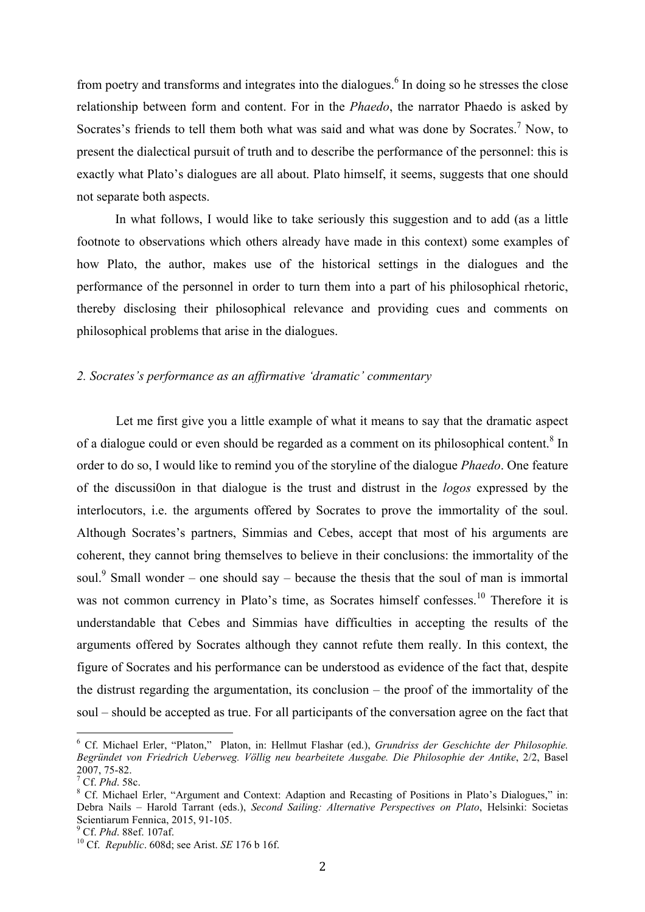from poetry and transforms and integrates into the dialogues.[6] In doing so he stresses the close relationship between form and content. For in the *Phaedo*, the narrator Phaedo is asked by Socrates's friends to tell them both what was said and what was done by Socrates.[7] Now, to present the dialectical pursuit of truth and to describe the performance of the personnel: this is exactly what Plato's dialogues are all about. Plato himself, it seems, suggests that one should not separate both aspects.

In what follows, I would like to take seriously this suggestion and to add (as a little footnote to observations which others already have made in this context) some examples of how Plato, the author, makes use of the historical settings in the dialogues and the performance of the personnel in order to turn them into a part of his philosophical rhetoric, thereby disclosing their philosophical relevance and providing cues and comments on philosophical problems that arise in the dialogues.

## *2. Socrates's performance as an affirmative 'dramatic' commentary*

Let me first give you a little example of what it means to say that the dramatic aspect of a dialogue could or even should be regarded as a comment on its philosophical content.[8] In order to do so, I would like to remind you of the storyline of the dialogue *Phaedo*. One feature of the discussi0on in that dialogue is the trust and distrust in the *logos* expressed by the interlocutors, i.e. the arguments offered by Socrates to prove the immortality of the soul. Although Socrates's partners, Simmias and Cebes, accept that most of his arguments are coherent, they cannot bring themselves to believe in their conclusions: the immortality of the soul.[9] Small wonder – one should say – because the thesis that the soul of man is immortal was not common currency in Plato's time, as Socrates himself confesses.[10] Therefore it is understandable that Cebes and Simmias have difficulties in accepting the results of the arguments offered by Socrates although they cannot refute them really. In this context, the figure of Socrates and his performance can be understood as evidence of the fact that, despite the distrust regarding the argumentation, its conclusion – the proof of the immortality of the soul – should be accepted as true. For all participants of the conversation agree on the fact that

---

[6] Cf. Michael Erler, "Platon," Platon, in: Hellmut Flashar (ed.), *Grundriss der Geschichte der Philosophie. Begründet von Friedrich Ueberweg. Völlig neu bearbeitete Ausgabe. Die Philosophie der Antike*, 2/2, Basel 2007, 75-82.

[7] Cf. *Phd*. 58c.

[8] Cf. Michael Erler, "Argument and Context: Adaption and Recasting of Positions in Plato's Dialogues," in: Debra Nails – Harold Tarrant (eds.), *Second Sailing: Alternative Perspectives on Plato*, Helsinki: Societas Scientiarum Fennica, 2015, 91-105.

[9] Cf. *Phd*. 88ef. 107af.

[10] Cf. *Republic*. 608d; see Arist. *SE* 176 b 16f.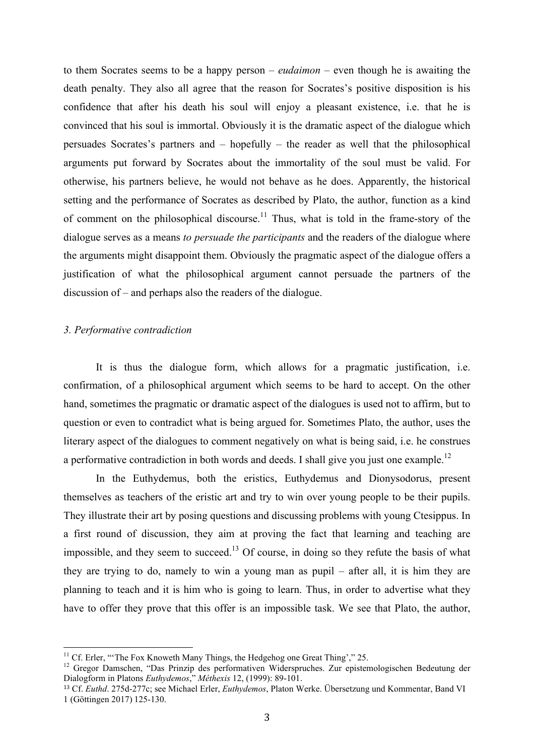to them Socrates seems to be a happy person – *eudaimon* – even though he is awaiting the death penalty. They also all agree that the reason for Socrates's positive disposition is his confidence that after his death his soul will enjoy a pleasant existence, i.e. that he is convinced that his soul is immortal. Obviously it is the dramatic aspect of the dialogue which persuades Socrates's partners and – hopefully – the reader as well that the philosophical arguments put forward by Socrates about the immortality of the soul must be valid. For otherwise, his partners believe, he would not behave as he does. Apparently, the historical setting and the performance of Socrates as described by Plato, the author, function as a kind of comment on the philosophical discourse.[11] Thus, what is told in the frame-story of the dialogue serves as a means *to persuade the participants* and the readers of the dialogue where the arguments might disappoint them. Obviously the pragmatic aspect of the dialogue offers a justification of what the philosophical argument cannot persuade the partners of the discussion of – and perhaps also the readers of the dialogue.

### *3. Performative contradiction*

It is thus the dialogue form, which allows for a pragmatic justification, i.e. confirmation, of a philosophical argument which seems to be hard to accept. On the other hand, sometimes the pragmatic or dramatic aspect of the dialogues is used not to affirm, but to question or even to contradict what is being argued for. Sometimes Plato, the author, uses the literary aspect of the dialogues to comment negatively on what is being said, i.e. he construes a performative contradiction in both words and deeds. I shall give you just one example.[12]

In the Euthydemus, both the eristics, Euthydemus and Dionysodorus, present themselves as teachers of the eristic art and try to win over young people to be their pupils. They illustrate their art by posing questions and discussing problems with young Ctesippus. In a first round of discussion, they aim at proving the fact that learning and teaching are impossible, and they seem to succeed.[13] Of course, in doing so they refute the basis of what they are trying to do, namely to win a young man as pupil – after all, it is him they are planning to teach and it is him who is going to learn. Thus, in order to advertise what they have to offer they prove that this offer is an impossible task. We see that Plato, the author,

---

[11] Cf. Erler, "'The Fox Knoweth Many Things, the Hedgehog one Great Thing'," 25.

[12] Gregor Damschen, "Das Prinzip des performativen Widerspruches. Zur epistemologischen Bedeutung der Dialogform in Platons *Euthydemos*," *Méthexis* 12, (1999): 89-101.

[13] Cf. *Euthd*. 275d-277c; see Michael Erler, *Euthydemos*, Platon Werke. Übersetzung und Kommentar, Band VI 1 (Göttingen 2017) 125-130.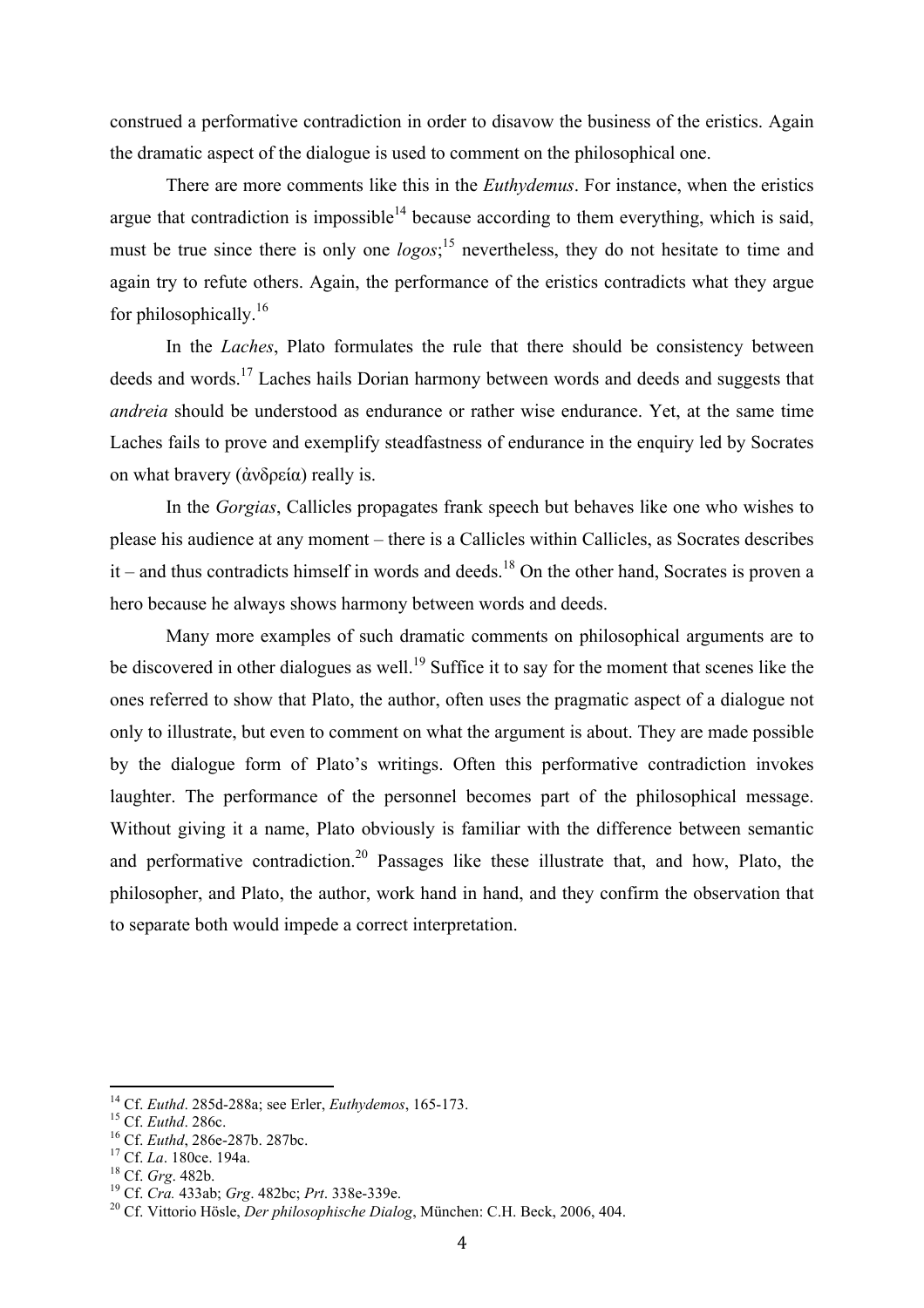construed a performative contradiction in order to disavow the business of the eristics. Again the dramatic aspect of the dialogue is used to comment on the philosophical one.

There are more comments like this in the *Euthydemus*. For instance, when the eristics argue that contradiction is impossible[14] because according to them everything, which is said, must be true since there is only one *logos*;[15] nevertheless, they do not hesitate to time and again try to refute others. Again, the performance of the eristics contradicts what they argue for philosophically.[16]

In the *Laches*, Plato formulates the rule that there should be consistency between deeds and words.[17] Laches hails Dorian harmony between words and deeds and suggests that *andreia* should be understood as endurance or rather wise endurance. Yet, at the same time Laches fails to prove and exemplify steadfastness of endurance in the enquiry led by Socrates on what bravery (ἀνδρεία) really is.

In the *Gorgias*, Callicles propagates frank speech but behaves like one who wishes to please his audience at any moment – there is a Callicles within Callicles, as Socrates describes it – and thus contradicts himself in words and deeds.[18] On the other hand, Socrates is proven a hero because he always shows harmony between words and deeds.

Many more examples of such dramatic comments on philosophical arguments are to be discovered in other dialogues as well.[19] Suffice it to say for the moment that scenes like the ones referred to show that Plato, the author, often uses the pragmatic aspect of a dialogue not only to illustrate, but even to comment on what the argument is about. They are made possible by the dialogue form of Plato's writings. Often this performative contradiction invokes laughter. The performance of the personnel becomes part of the philosophical message. Without giving it a name, Plato obviously is familiar with the difference between semantic and performative contradiction.[20] Passages like these illustrate that, and how, Plato, the philosopher, and Plato, the author, work hand in hand, and they confirm the observation that to separate both would impede a correct interpretation.

---

[14] Cf. *Euthd*. 285d-288a; see Erler, *Euthydemos*, 165-173.

[15] Cf. *Euthd*. 286c.

[16] Cf. *Euthd*, 286e-287b. 287bc.

[17] Cf. *La*. 180ce. 194a.

[18] Cf. *Grg*. 482b.

[19] Cf. *Cra.* 433ab; *Grg*. 482bc; *Prt*. 338e-339e.

[20] Cf. Vittorio Hösle, *Der philosophische Dialog*, München: C.H. Beck, 2006, 404.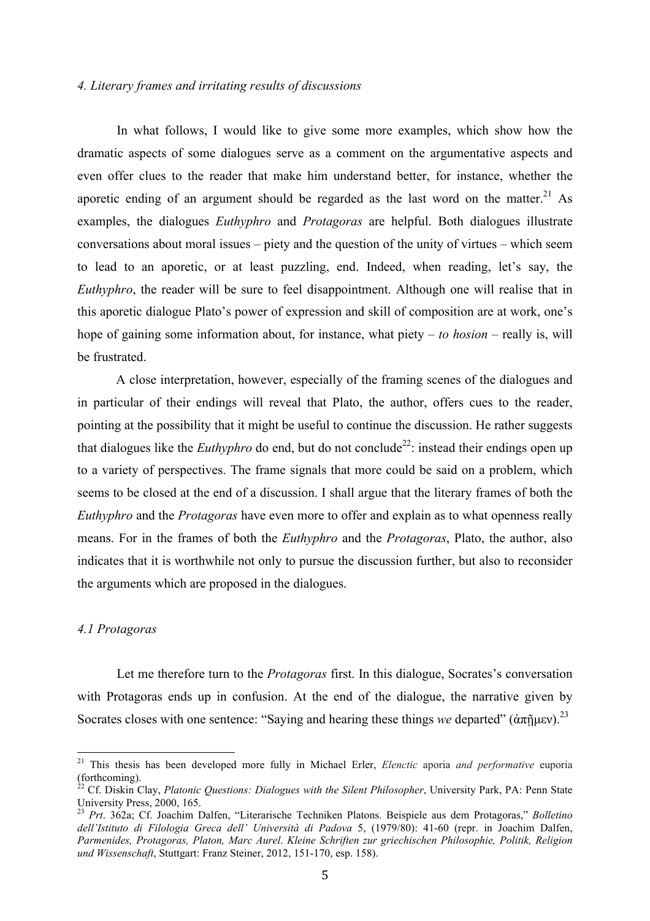*4. Literary frames and irritating results of discussions*

In what follows, I would like to give some more examples, which show how the dramatic aspects of some dialogues serve as a comment on the argumentative aspects and even offer clues to the reader that make him understand better, for instance, whether the aporetic ending of an argument should be regarded as the last word on the matter.[21] As examples, the dialogues *Euthyphro* and *Protagoras* are helpful. Both dialogues illustrate conversations about moral issues – piety and the question of the unity of virtues – which seem to lead to an aporetic, or at least puzzling, end. Indeed, when reading, let's say, the *Euthyphro*, the reader will be sure to feel disappointment. Although one will realise that in this aporetic dialogue Plato's power of expression and skill of composition are at work, one's hope of gaining some information about, for instance, what piety – *to hosion* – really is, will be frustrated.

A close interpretation, however, especially of the framing scenes of the dialogues and in particular of their endings will reveal that Plato, the author, offers cues to the reader, pointing at the possibility that it might be useful to continue the discussion. He rather suggests that dialogues like the *Euthyphro* do end, but do not conclude[22]: instead their endings open up to a variety of perspectives. The frame signals that more could be said on a problem, which seems to be closed at the end of a discussion. I shall argue that the literary frames of both the *Euthyphro* and the *Protagoras* have even more to offer and explain as to what openness really means. For in the frames of both the *Euthyphro* and the *Protagoras*, Plato, the author, also indicates that it is worthwhile not only to pursue the discussion further, but also to reconsider the arguments which are proposed in the dialogues.

*4.1 Protagoras*

Let me therefore turn to the *Protagoras* first. In this dialogue, Socrates's conversation with Protagoras ends up in confusion. At the end of the dialogue, the narrative given by Socrates closes with one sentence: "Saying and hearing these things *we* departed" (ἀπῇμεν).[23]

---

[21] This thesis has been developed more fully in Michael Erler, *Elenctic* aporia *and performative* euporia (forthcoming).

[22] Cf. Diskin Clay, *Platonic Questions: Dialogues with the Silent Philosopher*, University Park, PA: Penn State University Press, 2000, 165.

[23] *Prt*. 362a; Cf. Joachim Dalfen, "Literarische Techniken Platons. Beispiele aus dem Protagoras," *Bolletino dell'Istituto di Filologia Greca dell' Università di Padova* 5, (1979/80): 41-60 (repr. in Joachim Dalfen, *Parmenides, Protagoras, Platon, Marc Aurel. Kleine Schriften zur griechischen Philosophie, Politik, Religion und Wissenschaft*, Stuttgart: Franz Steiner, 2012, 151-170, esp. 158).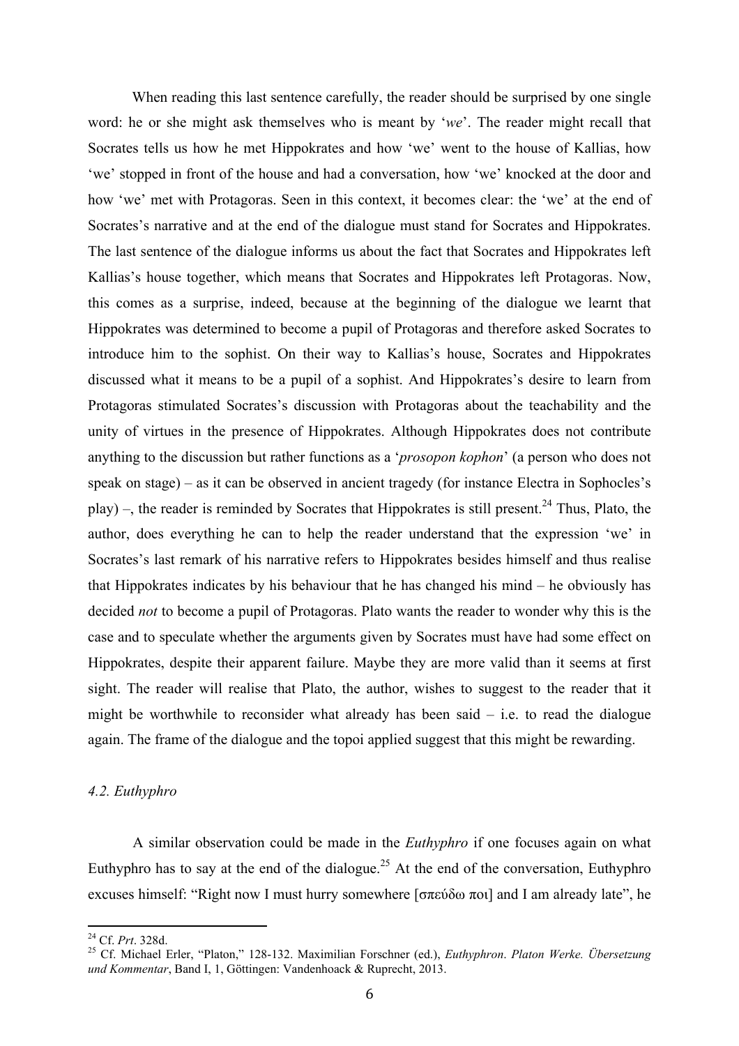When reading this last sentence carefully, the reader should be surprised by one single word: he or she might ask themselves who is meant by '*we*'. The reader might recall that Socrates tells us how he met Hippokrates and how 'we' went to the house of Kallias, how 'we' stopped in front of the house and had a conversation, how 'we' knocked at the door and how 'we' met with Protagoras. Seen in this context, it becomes clear: the 'we' at the end of Socrates's narrative and at the end of the dialogue must stand for Socrates and Hippokrates. The last sentence of the dialogue informs us about the fact that Socrates and Hippokrates left Kallias's house together, which means that Socrates and Hippokrates left Protagoras. Now, this comes as a surprise, indeed, because at the beginning of the dialogue we learnt that Hippokrates was determined to become a pupil of Protagoras and therefore asked Socrates to introduce him to the sophist. On their way to Kallias's house, Socrates and Hippokrates discussed what it means to be a pupil of a sophist. And Hippokrates's desire to learn from Protagoras stimulated Socrates's discussion with Protagoras about the teachability and the unity of virtues in the presence of Hippokrates. Although Hippokrates does not contribute anything to the discussion but rather functions as a '*prosopon kophon*' (a person who does not speak on stage) – as it can be observed in ancient tragedy (for instance Electra in Sophocles's play) –, the reader is reminded by Socrates that Hippokrates is still present.[24] Thus, Plato, the author, does everything he can to help the reader understand that the expression 'we' in Socrates's last remark of his narrative refers to Hippokrates besides himself and thus realise that Hippokrates indicates by his behaviour that he has changed his mind – he obviously has decided *not* to become a pupil of Protagoras. Plato wants the reader to wonder why this is the case and to speculate whether the arguments given by Socrates must have had some effect on Hippokrates, despite their apparent failure. Maybe they are more valid than it seems at first sight. The reader will realise that Plato, the author, wishes to suggest to the reader that it might be worthwhile to reconsider what already has been said – i.e. to read the dialogue again. The frame of the dialogue and the topoi applied suggest that this might be rewarding.

### *4.2. Euthyphro*

A similar observation could be made in the *Euthyphro* if one focuses again on what Euthyphro has to say at the end of the dialogue.[25] At the end of the conversation, Euthyphro excuses himself: "Right now I must hurry somewhere [σπεύδω ποι] and I am already late", he

---

[24] Cf. *Prt*. 328d.

[25] Cf. Michael Erler, "Platon," 128-132. Maximilian Forschner (ed.), *Euthyphron*. *Platon Werke. Übersetzung und Kommentar*, Band I, 1, Göttingen: Vandenhoack & Ruprecht, 2013.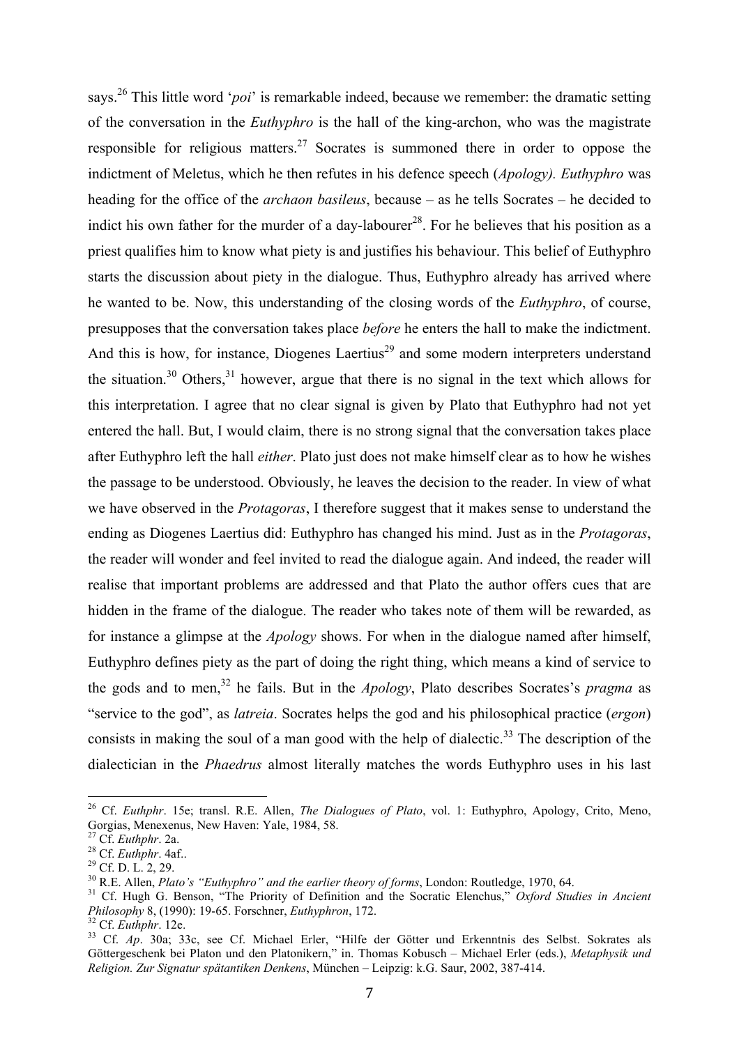says.[26] This little word '*poi*' is remarkable indeed, because we remember: the dramatic setting of the conversation in the *Euthyphro* is the hall of the king-archon, who was the magistrate responsible for religious matters.[27] Socrates is summoned there in order to oppose the indictment of Meletus, which he then refutes in his defence speech (*Apology). Euthyphro* was heading for the office of the *archaon basileus*, because – as he tells Socrates – he decided to indict his own father for the murder of a day-labourer[28]. For he believes that his position as a priest qualifies him to know what piety is and justifies his behaviour. This belief of Euthyphro starts the discussion about piety in the dialogue. Thus, Euthyphro already has arrived where he wanted to be. Now, this understanding of the closing words of the *Euthyphro*, of course, presupposes that the conversation takes place *before* he enters the hall to make the indictment. And this is how, for instance, Diogenes Laertius[29] and some modern interpreters understand the situation.[30] Others,[31] however, argue that there is no signal in the text which allows for this interpretation. I agree that no clear signal is given by Plato that Euthyphro had not yet entered the hall. But, I would claim, there is no strong signal that the conversation takes place after Euthyphro left the hall *either*. Plato just does not make himself clear as to how he wishes the passage to be understood. Obviously, he leaves the decision to the reader. In view of what we have observed in the *Protagoras*, I therefore suggest that it makes sense to understand the ending as Diogenes Laertius did: Euthyphro has changed his mind. Just as in the *Protagoras*, the reader will wonder and feel invited to read the dialogue again. And indeed, the reader will realise that important problems are addressed and that Plato the author offers cues that are hidden in the frame of the dialogue. The reader who takes note of them will be rewarded, as for instance a glimpse at the *Apology* shows. For when in the dialogue named after himself, Euthyphro defines piety as the part of doing the right thing, which means a kind of service to the gods and to men,[32] he fails. But in the *Apology*, Plato describes Socrates's *pragma* as "service to the god", as *latreia*. Socrates helps the god and his philosophical practice (*ergon*) consists in making the soul of a man good with the help of dialectic.[33] The description of the dialectician in the *Phaedrus* almost literally matches the words Euthyphro uses in his last

---

[26] Cf. *Euthphr*. 15e; transl. R.E. Allen, *The Dialogues of Plato*, vol. 1: Euthyphro, Apology, Crito, Meno, Gorgias, Menexenus, New Haven: Yale, 1984, 58.

[27] Cf. *Euthphr*. 2a.

[28] Cf. *Euthphr*. 4af..

[29] Cf. D. L. 2, 29.

[30] R.E. Allen, *Plato's "Euthyphro" and the earlier theory of forms*, London: Routledge, 1970, 64.

[31] Cf. Hugh G. Benson, "The Priority of Definition and the Socratic Elenchus," *Oxford Studies in Ancient Philosophy* 8, (1990): 19-65. Forschner, *Euthyphron*, 172.

[32] Cf. *Euthphr*. 12e.

[33] Cf. *Ap*. 30a; 33c, see Cf. Michael Erler, "Hilfe der Götter und Erkenntnis des Selbst. Sokrates als Göttergeschenk bei Platon und den Platonikern," in. Thomas Kobusch – Michael Erler (eds.), *Metaphysik und Religion. Zur Signatur spätantiken Denkens*, München – Leipzig: k.G. Saur, 2002, 387-414.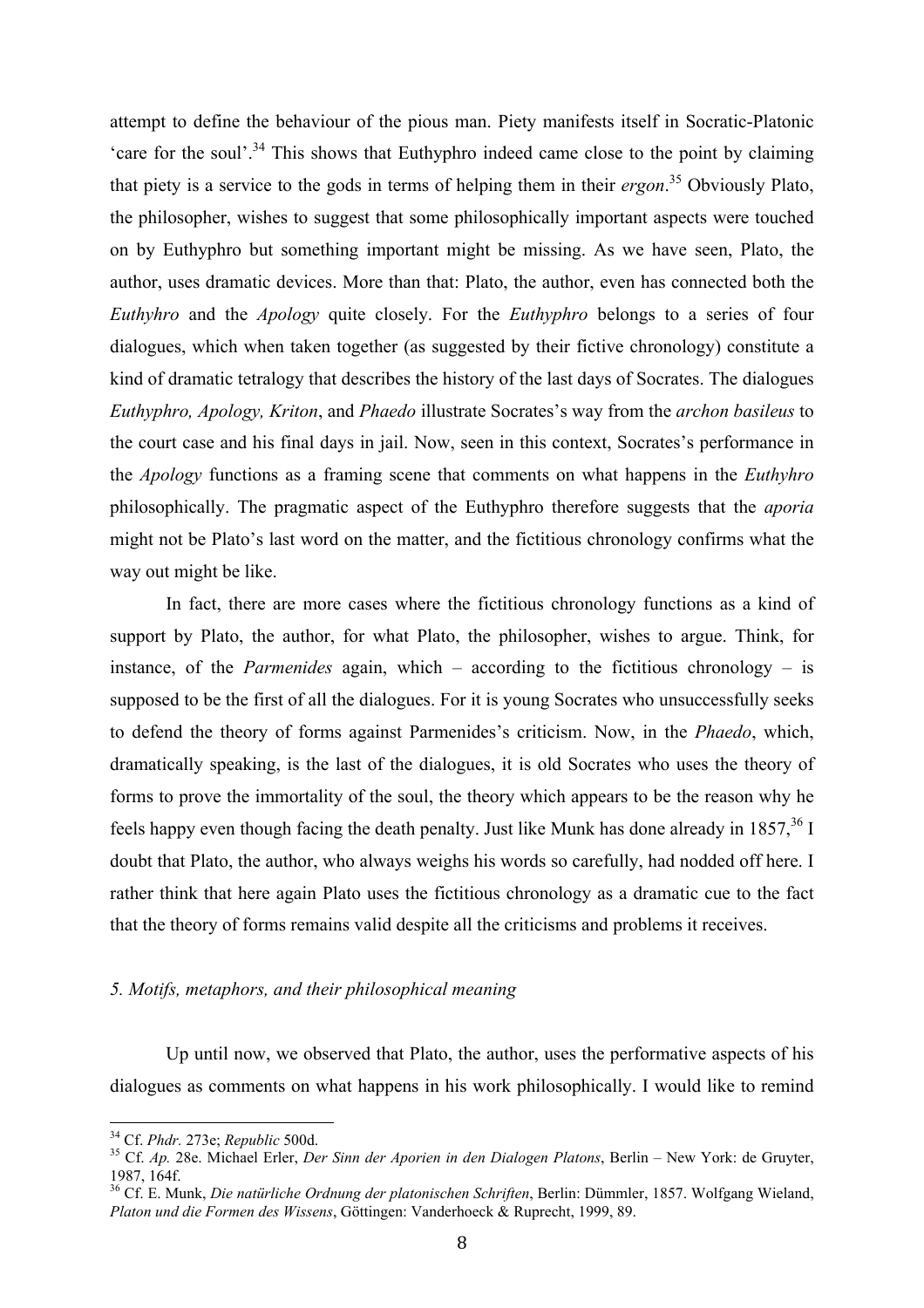attempt to define the behaviour of the pious man. Piety manifests itself in Socratic-Platonic 'care for the soul'.[34] This shows that Euthyphro indeed came close to the point by claiming that piety is a service to the gods in terms of helping them in their *ergon*.[35] Obviously Plato, the philosopher, wishes to suggest that some philosophically important aspects were touched on by Euthyphro but something important might be missing. As we have seen, Plato, the author, uses dramatic devices. More than that: Plato, the author, even has connected both the *Euthyhro* and the *Apology* quite closely. For the *Euthyphro* belongs to a series of four dialogues, which when taken together (as suggested by their fictive chronology) constitute a kind of dramatic tetralogy that describes the history of the last days of Socrates. The dialogues *Euthyphro, Apology, Kriton*, and *Phaedo* illustrate Socrates's way from the *archon basileus* to the court case and his final days in jail. Now, seen in this context, Socrates's performance in the *Apology* functions as a framing scene that comments on what happens in the *Euthyhro* philosophically. The pragmatic aspect of the Euthyphro therefore suggests that the *aporia* might not be Plato's last word on the matter, and the fictitious chronology confirms what the way out might be like.

In fact, there are more cases where the fictitious chronology functions as a kind of support by Plato, the author, for what Plato, the philosopher, wishes to argue. Think, for instance, of the *Parmenides* again, which – according to the fictitious chronology – is supposed to be the first of all the dialogues. For it is young Socrates who unsuccessfully seeks to defend the theory of forms against Parmenides's criticism. Now, in the *Phaedo*, which, dramatically speaking, is the last of the dialogues, it is old Socrates who uses the theory of forms to prove the immortality of the soul, the theory which appears to be the reason why he feels happy even though facing the death penalty. Just like Munk has done already in 1857,[36] I doubt that Plato, the author, who always weighs his words so carefully, had nodded off here. I rather think that here again Plato uses the fictitious chronology as a dramatic cue to the fact that the theory of forms remains valid despite all the criticisms and problems it receives.

### *5. Motifs, metaphors, and their philosophical meaning*

Up until now, we observed that Plato, the author, uses the performative aspects of his dialogues as comments on what happens in his work philosophically. I would like to remind

---

[34] Cf. *Phdr.* 273e; *Republic* 500d.

[35] Cf. *Ap.* 28e. Michael Erler, *Der Sinn der Aporien in den Dialogen Platons*, Berlin – New York: de Gruyter, 1987, 164f.

[36] Cf. E. Munk, *Die natürliche Ordnung der platonischen Schriften*, Berlin: Dümmler, 1857. Wolfgang Wieland, *Platon und die Formen des Wissens*, Göttingen: Vanderhoeck & Ruprecht, 1999, 89.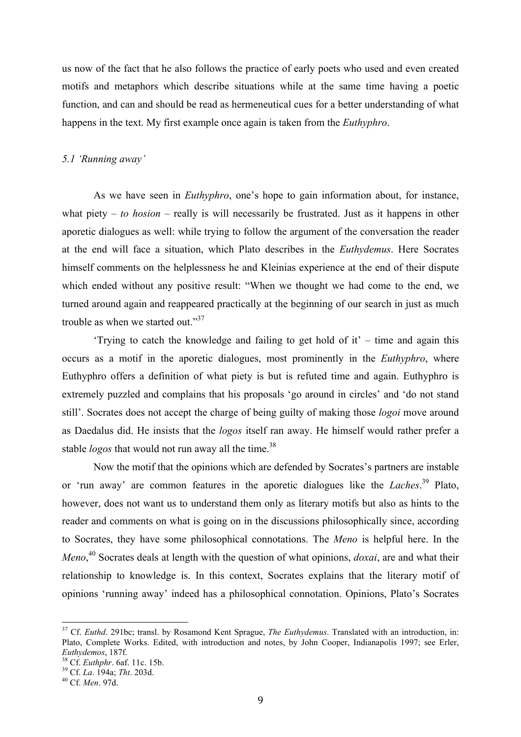us now of the fact that he also follows the practice of early poets who used and even created motifs and metaphors which describe situations while at the same time having a poetic function, and can and should be read as hermeneutical cues for a better understanding of what happens in the text. My first example once again is taken from the *Euthyphro*.

### *5.1 'Running away'*

As we have seen in *Euthyphro*, one's hope to gain information about, for instance, what piety – *to hosion* – really is will necessarily be frustrated. Just as it happens in other aporetic dialogues as well: while trying to follow the argument of the conversation the reader at the end will face a situation, which Plato describes in the *Euthydemus*. Here Socrates himself comments on the helplessness he and Kleinias experience at the end of their dispute which ended without any positive result: "When we thought we had come to the end, we turned around again and reappeared practically at the beginning of our search in just as much trouble as when we started out."[37]

'Trying to catch the knowledge and failing to get hold of it' – time and again this occurs as a motif in the aporetic dialogues, most prominently in the *Euthyphro*, where Euthyphro offers a definition of what piety is but is refuted time and again. Euthyphro is extremely puzzled and complains that his proposals 'go around in circles' and 'do not stand still'. Socrates does not accept the charge of being guilty of making those *logoi* move around as Daedalus did. He insists that the *logos* itself ran away. He himself would rather prefer a stable *logos* that would not run away all the time.[38]

Now the motif that the opinions which are defended by Socrates's partners are instable or 'run away' are common features in the aporetic dialogues like the *Laches*.[39] Plato, however, does not want us to understand them only as literary motifs but also as hints to the reader and comments on what is going on in the discussions philosophically since, according to Socrates, they have some philosophical connotations. The *Meno* is helpful here. In the *Meno*,[40] Socrates deals at length with the question of what opinions, *doxai*, are and what their relationship to knowledge is. In this context, Socrates explains that the literary motif of opinions 'running away' indeed has a philosophical connotation. Opinions, Plato's Socrates

---

[37] Cf. *Euthd*. 291bc; transl. by Rosamond Kent Sprague, *The Euthydemus*. Translated with an introduction, in: Plato, Complete Works. Edited, with introduction and notes, by John Cooper, Indianapolis 1997; see Erler, *Euthydemos*, 187f.

[38] Cf. *Euthphr*. 6af. 11c. 15b.

[39] Cf. *La*. 194a; *Tht*. 203d.

[40] Cf. *Men*. 97d.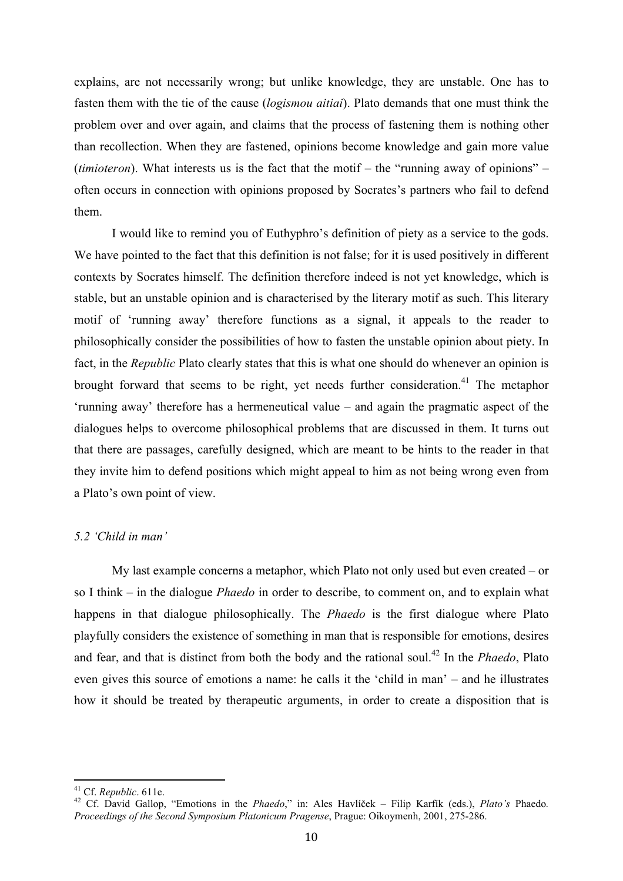explains, are not necessarily wrong; but unlike knowledge, they are unstable. One has to fasten them with the tie of the cause (*logismou aitiai*). Plato demands that one must think the problem over and over again, and claims that the process of fastening them is nothing other than recollection. When they are fastened, opinions become knowledge and gain more value (*timioteron*). What interests us is the fact that the motif – the "running away of opinions" – often occurs in connection with opinions proposed by Socrates's partners who fail to defend them.

I would like to remind you of Euthyphro's definition of piety as a service to the gods. We have pointed to the fact that this definition is not false; for it is used positively in different contexts by Socrates himself. The definition therefore indeed is not yet knowledge, which is stable, but an unstable opinion and is characterised by the literary motif as such. This literary motif of 'running away' therefore functions as a signal, it appeals to the reader to philosophically consider the possibilities of how to fasten the unstable opinion about piety. In fact, in the *Republic* Plato clearly states that this is what one should do whenever an opinion is brought forward that seems to be right, yet needs further consideration.[41] The metaphor 'running away' therefore has a hermeneutical value – and again the pragmatic aspect of the dialogues helps to overcome philosophical problems that are discussed in them. It turns out that there are passages, carefully designed, which are meant to be hints to the reader in that they invite him to defend positions which might appeal to him as not being wrong even from a Plato's own point of view.

### *5.2 'Child in man'*

My last example concerns a metaphor, which Plato not only used but even created – or so I think – in the dialogue *Phaedo* in order to describe, to comment on, and to explain what happens in that dialogue philosophically. The *Phaedo* is the first dialogue where Plato playfully considers the existence of something in man that is responsible for emotions, desires and fear, and that is distinct from both the body and the rational soul.[42] In the *Phaedo*, Plato even gives this source of emotions a name: he calls it the 'child in man' – and he illustrates how it should be treated by therapeutic arguments, in order to create a disposition that is

---

[41] Cf. *Republic*. 611e.

[42] Cf. David Gallop, "Emotions in the *Phaedo*," in: Ales Havlíček – Filip Karfík (eds.), *Plato's* Phaedo*. Proceedings of the Second Symposium Platonicum Pragense*, Prague: Oikoymenh, 2001, 275-286.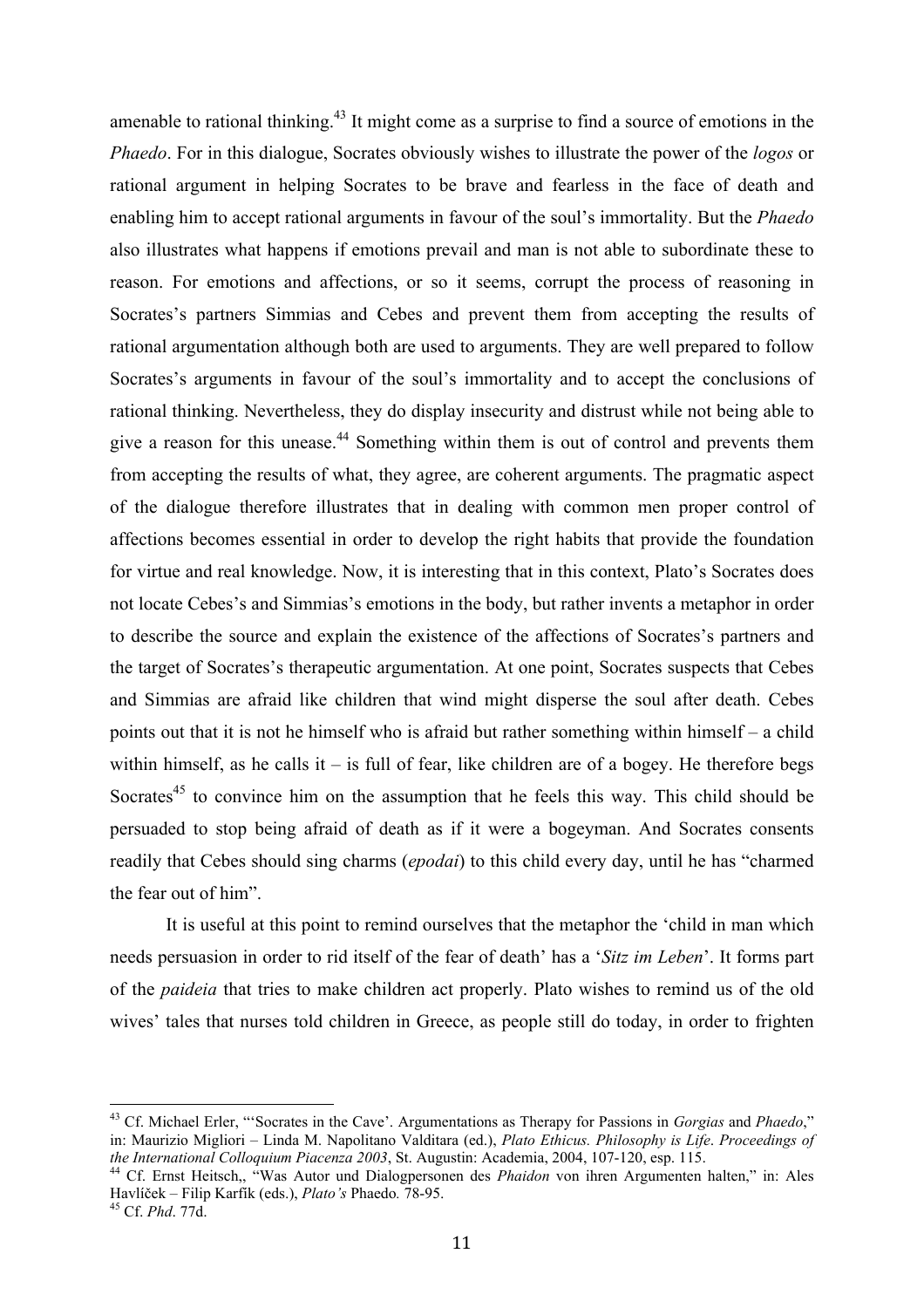amenable to rational thinking.[43] It might come as a surprise to find a source of emotions in the *Phaedo*. For in this dialogue, Socrates obviously wishes to illustrate the power of the *logos* or rational argument in helping Socrates to be brave and fearless in the face of death and enabling him to accept rational arguments in favour of the soul's immortality. But the *Phaedo* also illustrates what happens if emotions prevail and man is not able to subordinate these to reason. For emotions and affections, or so it seems, corrupt the process of reasoning in Socrates's partners Simmias and Cebes and prevent them from accepting the results of rational argumentation although both are used to arguments. They are well prepared to follow Socrates's arguments in favour of the soul's immortality and to accept the conclusions of rational thinking. Nevertheless, they do display insecurity and distrust while not being able to give a reason for this unease.[44] Something within them is out of control and prevents them from accepting the results of what, they agree, are coherent arguments. The pragmatic aspect of the dialogue therefore illustrates that in dealing with common men proper control of affections becomes essential in order to develop the right habits that provide the foundation for virtue and real knowledge. Now, it is interesting that in this context, Plato's Socrates does not locate Cebes's and Simmias's emotions in the body, but rather invents a metaphor in order to describe the source and explain the existence of the affections of Socrates's partners and the target of Socrates's therapeutic argumentation. At one point, Socrates suspects that Cebes and Simmias are afraid like children that wind might disperse the soul after death. Cebes points out that it is not he himself who is afraid but rather something within himself – a child within himself, as he calls it – is full of fear, like children are of a bogey. He therefore begs Socrates[45] to convince him on the assumption that he feels this way. This child should be persuaded to stop being afraid of death as if it were a bogeyman. And Socrates consents readily that Cebes should sing charms (*epodai*) to this child every day, until he has "charmed the fear out of him".

It is useful at this point to remind ourselves that the metaphor the 'child in man which needs persuasion in order to rid itself of the fear of death' has a '*Sitz im Leben*'. It forms part of the *paideia* that tries to make children act properly. Plato wishes to remind us of the old wives' tales that nurses told children in Greece, as people still do today, in order to frighten

---

[43] Cf. Michael Erler, "'Socrates in the Cave'. Argumentations as Therapy for Passions in *Gorgias* and *Phaedo*," in: Maurizio Migliori – Linda M. Napolitano Valditara (ed.), *Plato Ethicus. Philosophy is Life*. *Proceedings of the International Colloquium Piacenza 2003*, St. Augustin: Academia, 2004, 107-120, esp. 115.

[44] Cf. Ernst Heitsch,, "Was Autor und Dialogpersonen des *Phaidon* von ihren Argumenten halten," in: Ales Havlíček – Filip Karfík (eds.), *Plato's* Phaedo*.* 78-95.

[45] Cf. *Phd*. 77d.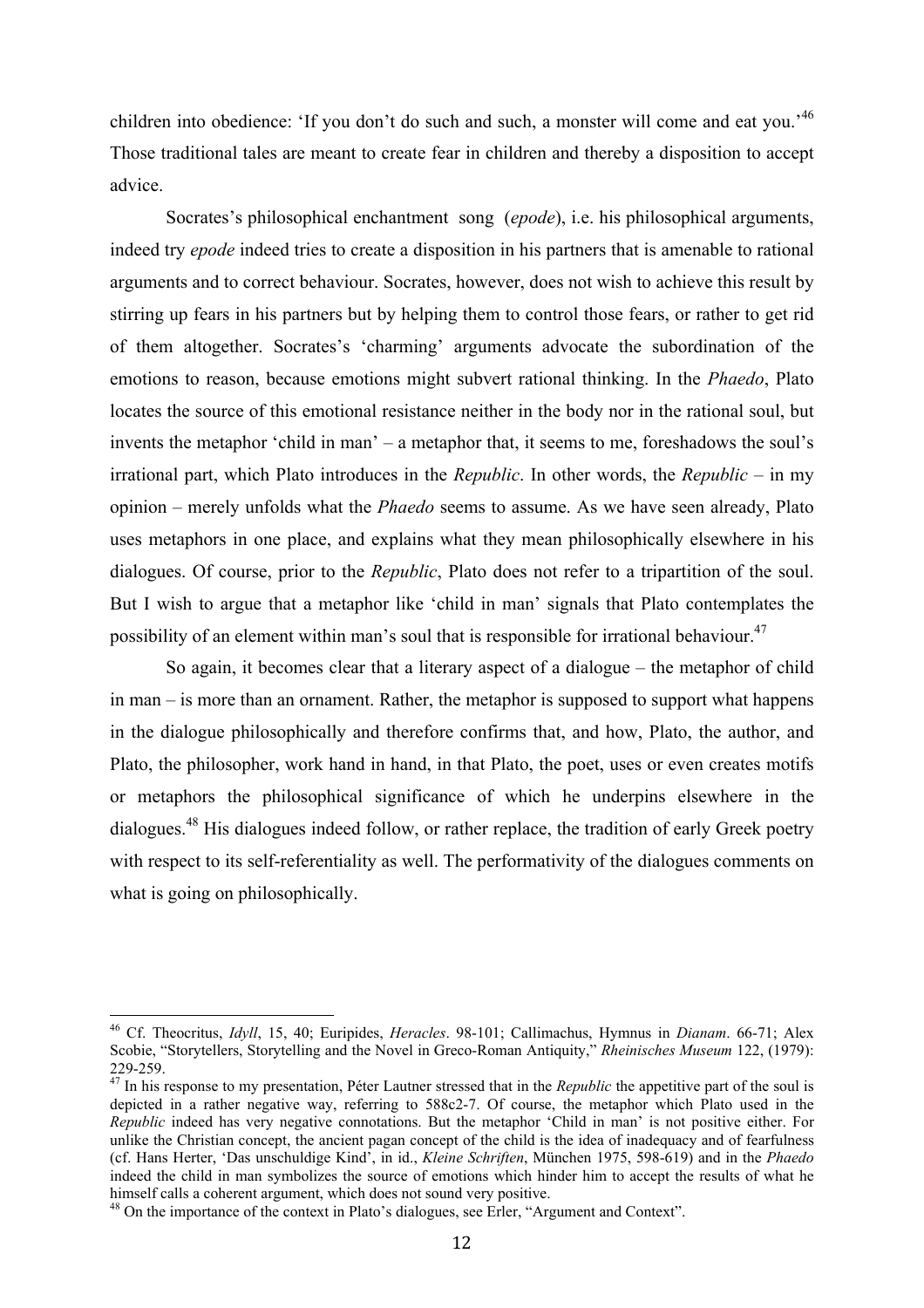children into obedience: 'If you don't do such and such, a monster will come and eat you.'[46] Those traditional tales are meant to create fear in children and thereby a disposition to accept advice.

Socrates's philosophical enchantment song (*epode*), i.e. his philosophical arguments, indeed try *epode* indeed tries to create a disposition in his partners that is amenable to rational arguments and to correct behaviour. Socrates, however, does not wish to achieve this result by stirring up fears in his partners but by helping them to control those fears, or rather to get rid of them altogether. Socrates's 'charming' arguments advocate the subordination of the emotions to reason, because emotions might subvert rational thinking. In the *Phaedo*, Plato locates the source of this emotional resistance neither in the body nor in the rational soul, but invents the metaphor 'child in man' – a metaphor that, it seems to me, foreshadows the soul's irrational part, which Plato introduces in the *Republic*. In other words, the *Republic* – in my opinion – merely unfolds what the *Phaedo* seems to assume. As we have seen already, Plato uses metaphors in one place, and explains what they mean philosophically elsewhere in his dialogues. Of course, prior to the *Republic*, Plato does not refer to a tripartition of the soul. But I wish to argue that a metaphor like 'child in man' signals that Plato contemplates the possibility of an element within man's soul that is responsible for irrational behaviour.[47]

So again, it becomes clear that a literary aspect of a dialogue – the metaphor of child in man – is more than an ornament. Rather, the metaphor is supposed to support what happens in the dialogue philosophically and therefore confirms that, and how, Plato, the author, and Plato, the philosopher, work hand in hand, in that Plato, the poet, uses or even creates motifs or metaphors the philosophical significance of which he underpins elsewhere in the dialogues.[48] His dialogues indeed follow, or rather replace, the tradition of early Greek poetry with respect to its self-referentiality as well. The performativity of the dialogues comments on what is going on philosophically.

---

[46] Cf. Theocritus, *Idyll*, 15, 40; Euripides, *Heracles*. 98-101; Callimachus, Hymnus in *Dianam*. 66-71; Alex Scobie, "Storytellers, Storytelling and the Novel in Greco-Roman Antiquity," *Rheinisches Museum* 122, (1979): 229-259.

[47] In his response to my presentation, Péter Lautner stressed that in the *Republic* the appetitive part of the soul is depicted in a rather negative way, referring to 588c2-7. Of course, the metaphor which Plato used in the *Republic* indeed has very negative connotations. But the metaphor 'Child in man' is not positive either. For unlike the Christian concept, the ancient pagan concept of the child is the idea of inadequacy and of fearfulness (cf. Hans Herter, 'Das unschuldige Kind', in id., *Kleine Schriften*, München 1975, 598-619) and in the *Phaedo* indeed the child in man symbolizes the source of emotions which hinder him to accept the results of what he himself calls a coherent argument, which does not sound very positive.

[48] On the importance of the context in Plato's dialogues, see Erler, "Argument and Context".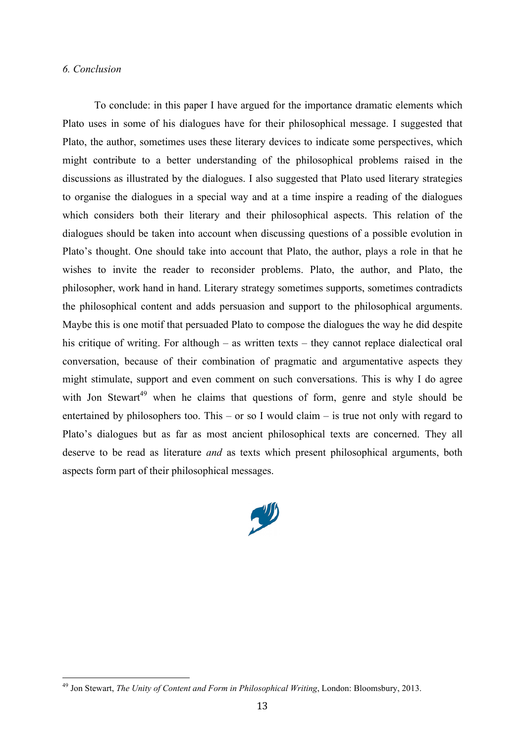*6. Conclusion*

To conclude: in this paper I have argued for the importance dramatic elements which Plato uses in some of his dialogues have for their philosophical message. I suggested that Plato, the author, sometimes uses these literary devices to indicate some perspectives, which might contribute to a better understanding of the philosophical problems raised in the discussions as illustrated by the dialogues. I also suggested that Plato used literary strategies to organise the dialogues in a special way and at a time inspire a reading of the dialogues which considers both their literary and their philosophical aspects. This relation of the dialogues should be taken into account when discussing questions of a possible evolution in Plato's thought. One should take into account that Plato, the author, plays a role in that he wishes to invite the reader to reconsider problems. Plato, the author, and Plato, the philosopher, work hand in hand. Literary strategy sometimes supports, sometimes contradicts the philosophical content and adds persuasion and support to the philosophical arguments. Maybe this is one motif that persuaded Plato to compose the dialogues the way he did despite his critique of writing. For although – as written texts – they cannot replace dialectical oral conversation, because of their combination of pragmatic and argumentative aspects they might stimulate, support and even comment on such conversations. This is why I do agree with Jon Stewart[49] when he claims that questions of form, genre and style should be entertained by philosophers too. This – or so I would claim – is true not only with regard to Plato's dialogues but as far as most ancient philosophical texts are concerned. They all deserve to be read as literature *and* as texts which present philosophical arguments, both aspects form part of their philosophical messages.

---

[49] Jon Stewart, *The Unity of Content and Form in Philosophical Writing*, London: Bloomsbury, 2013.